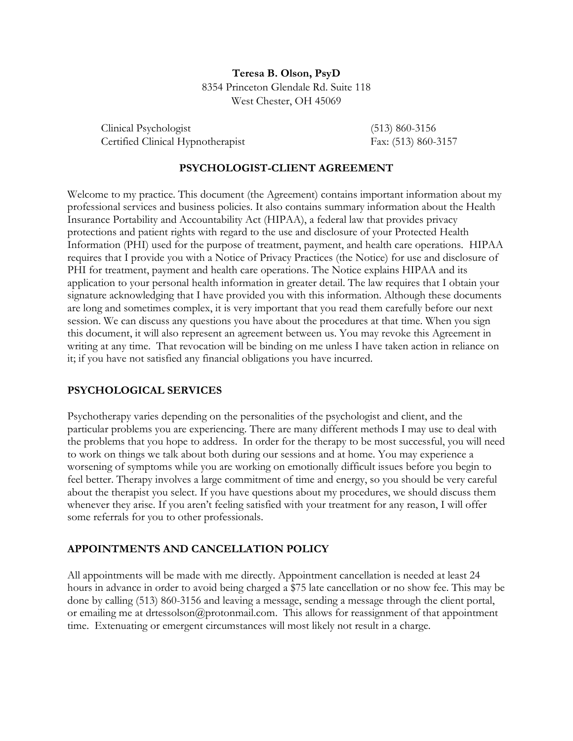**Teresa B. Olson, PsyD**
8354 Princeton Glendale Rd. Suite 118
West Chester, OH 45069

Clinical Psychologist (513) 860-3156
Certified Clinical Hypnotherapist Fax: (513) 860-3157

## PSYCHOLOGIST-CLIENT AGREEMENT

Welcome to my practice. This document (the Agreement) contains important information about my professional services and business policies. It also contains summary information about the Health Insurance Portability and Accountability Act (HIPAA), a federal law that provides privacy protections and patient rights with regard to the use and disclosure of your Protected Health Information (PHI) used for the purpose of treatment, payment, and health care operations. HIPAA requires that I provide you with a Notice of Privacy Practices (the Notice) for use and disclosure of PHI for treatment, payment and health care operations. The Notice explains HIPAA and its application to your personal health information in greater detail. The law requires that I obtain your signature acknowledging that I have provided you with this information. Although these documents are long and sometimes complex, it is very important that you read them carefully before our next session. We can discuss any questions you have about the procedures at that time. When you sign this document, it will also represent an agreement between us. You may revoke this Agreement in writing at any time. That revocation will be binding on me unless I have taken action in reliance on it; if you have not satisfied any financial obligations you have incurred.

## PSYCHOLOGICAL SERVICES

Psychotherapy varies depending on the personalities of the psychologist and client, and the particular problems you are experiencing. There are many different methods I may use to deal with the problems that you hope to address. In order for the therapy to be most successful, you will need to work on things we talk about both during our sessions and at home. You may experience a worsening of symptoms while you are working on emotionally difficult issues before you begin to feel better. Therapy involves a large commitment of time and energy, so you should be very careful about the therapist you select. If you have questions about my procedures, we should discuss them whenever they arise. If you aren't feeling satisfied with your treatment for any reason, I will offer some referrals for you to other professionals.

## APPOINTMENTS AND CANCELLATION POLICY

All appointments will be made with me directly. Appointment cancellation is needed at least 24 hours in advance in order to avoid being charged a $75 late cancellation or no show fee. This may be done by calling (513) 860-3156 and leaving a message, sending a message through the client portal, or emailing me at drtessolson@protonmail.com. This allows for reassignment of that appointment time. Extenuating or emergent circumstances will most likely not result in a charge.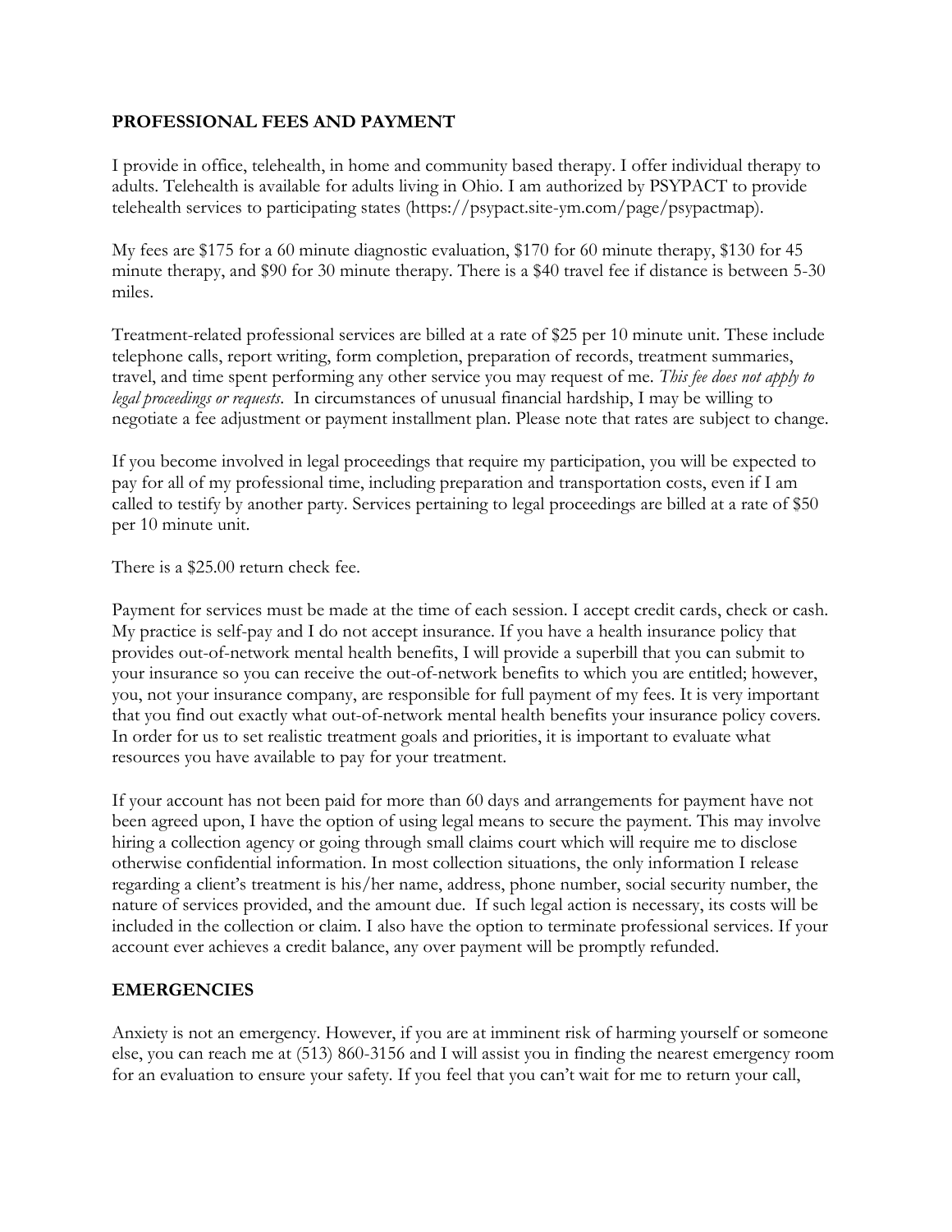## PROFESSIONAL FEES AND PAYMENT

I provide in office, telehealth, in home and community based therapy. I offer individual therapy to adults. Telehealth is available for adults living in Ohio. I am authorized by PSYPACT to provide telehealth services to participating states (https://psypact.site-ym.com/page/psypactmap).

My fees are $175 for a 60 minute diagnostic evaluation, $170 for 60 minute therapy, $130 for 45 minute therapy, and $90 for 30 minute therapy. There is a $40 travel fee if distance is between 5-30 miles.

Treatment-related professional services are billed at a rate of $25 per 10 minute unit. These include telephone calls, report writing, form completion, preparation of records, treatment summaries, travel, and time spent performing any other service you may request of me. *This fee does not apply to legal proceedings or requests*. In circumstances of unusual financial hardship, I may be willing to negotiate a fee adjustment or payment installment plan. Please note that rates are subject to change.

If you become involved in legal proceedings that require my participation, you will be expected to pay for all of my professional time, including preparation and transportation costs, even if I am called to testify by another party. Services pertaining to legal proceedings are billed at a rate of $50 per 10 minute unit.

There is a $25.00 return check fee.

Payment for services must be made at the time of each session. I accept credit cards, check or cash. My practice is self-pay and I do not accept insurance. If you have a health insurance policy that provides out-of-network mental health benefits, I will provide a superbill that you can submit to your insurance so you can receive the out-of-network benefits to which you are entitled; however, you, not your insurance company, are responsible for full payment of my fees. It is very important that you find out exactly what out-of-network mental health benefits your insurance policy covers. In order for us to set realistic treatment goals and priorities, it is important to evaluate what resources you have available to pay for your treatment.

If your account has not been paid for more than 60 days and arrangements for payment have not been agreed upon, I have the option of using legal means to secure the payment. This may involve hiring a collection agency or going through small claims court which will require me to disclose otherwise confidential information. In most collection situations, the only information I release regarding a client's treatment is his/her name, address, phone number, social security number, the nature of services provided, and the amount due. If such legal action is necessary, its costs will be included in the collection or claim. I also have the option to terminate professional services. If your account ever achieves a credit balance, any over payment will be promptly refunded.

## EMERGENCIES

Anxiety is not an emergency. However, if you are at imminent risk of harming yourself or someone else, you can reach me at (513) 860-3156 and I will assist you in finding the nearest emergency room for an evaluation to ensure your safety. If you feel that you can't wait for me to return your call,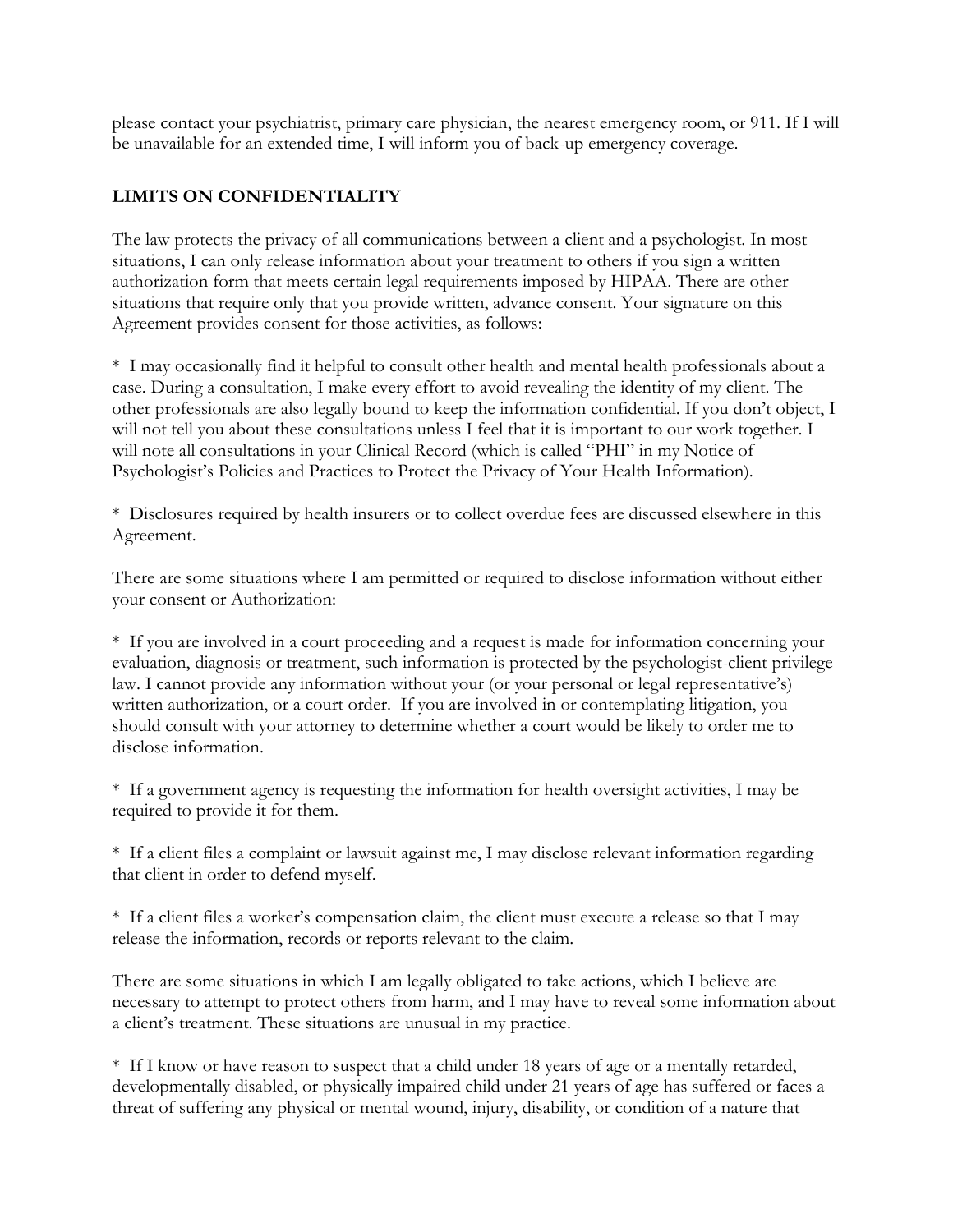please contact your psychiatrist, primary care physician, the nearest emergency room, or 911. If I will be unavailable for an extended time, I will inform you of back-up emergency coverage.

## LIMITS ON CONFIDENTIALITY

The law protects the privacy of all communications between a client and a psychologist. In most situations, I can only release information about your treatment to others if you sign a written authorization form that meets certain legal requirements imposed by HIPAA. There are other situations that require only that you provide written, advance consent. Your signature on this Agreement provides consent for those activities, as follows:

* I may occasionally find it helpful to consult other health and mental health professionals about a case. During a consultation, I make every effort to avoid revealing the identity of my client. The other professionals are also legally bound to keep the information confidential. If you don't object, I will not tell you about these consultations unless I feel that it is important to our work together. I will note all consultations in your Clinical Record (which is called "PHI" in my Notice of Psychologist's Policies and Practices to Protect the Privacy of Your Health Information).

* Disclosures required by health insurers or to collect overdue fees are discussed elsewhere in this Agreement.

There are some situations where I am permitted or required to disclose information without either your consent or Authorization:

* If you are involved in a court proceeding and a request is made for information concerning your evaluation, diagnosis or treatment, such information is protected by the psychologist-client privilege law. I cannot provide any information without your (or your personal or legal representative's) written authorization, or a court order. If you are involved in or contemplating litigation, you should consult with your attorney to determine whether a court would be likely to order me to disclose information.

* If a government agency is requesting the information for health oversight activities, I may be required to provide it for them.

* If a client files a complaint or lawsuit against me, I may disclose relevant information regarding that client in order to defend myself.

* If a client files a worker's compensation claim, the client must execute a release so that I may release the information, records or reports relevant to the claim.

There are some situations in which I am legally obligated to take actions, which I believe are necessary to attempt to protect others from harm, and I may have to reveal some information about a client's treatment. These situations are unusual in my practice.

* If I know or have reason to suspect that a child under 18 years of age or a mentally retarded, developmentally disabled, or physically impaired child under 21 years of age has suffered or faces a threat of suffering any physical or mental wound, injury, disability, or condition of a nature that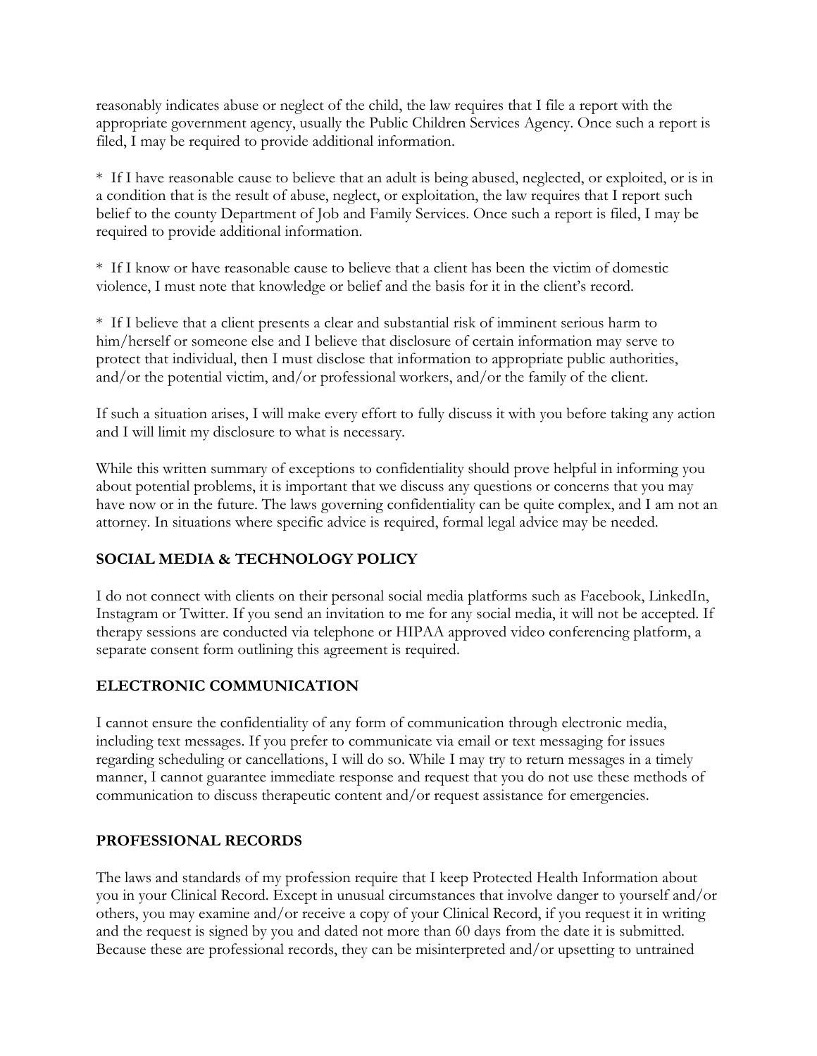reasonably indicates abuse or neglect of the child, the law requires that I file a report with the appropriate government agency, usually the Public Children Services Agency. Once such a report is filed, I may be required to provide additional information.

* If I have reasonable cause to believe that an adult is being abused, neglected, or exploited, or is in a condition that is the result of abuse, neglect, or exploitation, the law requires that I report such belief to the county Department of Job and Family Services. Once such a report is filed, I may be required to provide additional information.

* If I know or have reasonable cause to believe that a client has been the victim of domestic violence, I must note that knowledge or belief and the basis for it in the client's record.

* If I believe that a client presents a clear and substantial risk of imminent serious harm to him/herself or someone else and I believe that disclosure of certain information may serve to protect that individual, then I must disclose that information to appropriate public authorities, and/or the potential victim, and/or professional workers, and/or the family of the client.

If such a situation arises, I will make every effort to fully discuss it with you before taking any action and I will limit my disclosure to what is necessary.

While this written summary of exceptions to confidentiality should prove helpful in informing you about potential problems, it is important that we discuss any questions or concerns that you may have now or in the future. The laws governing confidentiality can be quite complex, and I am not an attorney. In situations where specific advice is required, formal legal advice may be needed.

## SOCIAL MEDIA & TECHNOLOGY POLICY

I do not connect with clients on their personal social media platforms such as Facebook, LinkedIn, Instagram or Twitter. If you send an invitation to me for any social media, it will not be accepted. If therapy sessions are conducted via telephone or HIPAA approved video conferencing platform, a separate consent form outlining this agreement is required.

## ELECTRONIC COMMUNICATION

I cannot ensure the confidentiality of any form of communication through electronic media, including text messages. If you prefer to communicate via email or text messaging for issues regarding scheduling or cancellations, I will do so. While I may try to return messages in a timely manner, I cannot guarantee immediate response and request that you do not use these methods of communication to discuss therapeutic content and/or request assistance for emergencies.

## PROFESSIONAL RECORDS

The laws and standards of my profession require that I keep Protected Health Information about you in your Clinical Record. Except in unusual circumstances that involve danger to yourself and/or others, you may examine and/or receive a copy of your Clinical Record, if you request it in writing and the request is signed by you and dated not more than 60 days from the date it is submitted. Because these are professional records, they can be misinterpreted and/or upsetting to untrained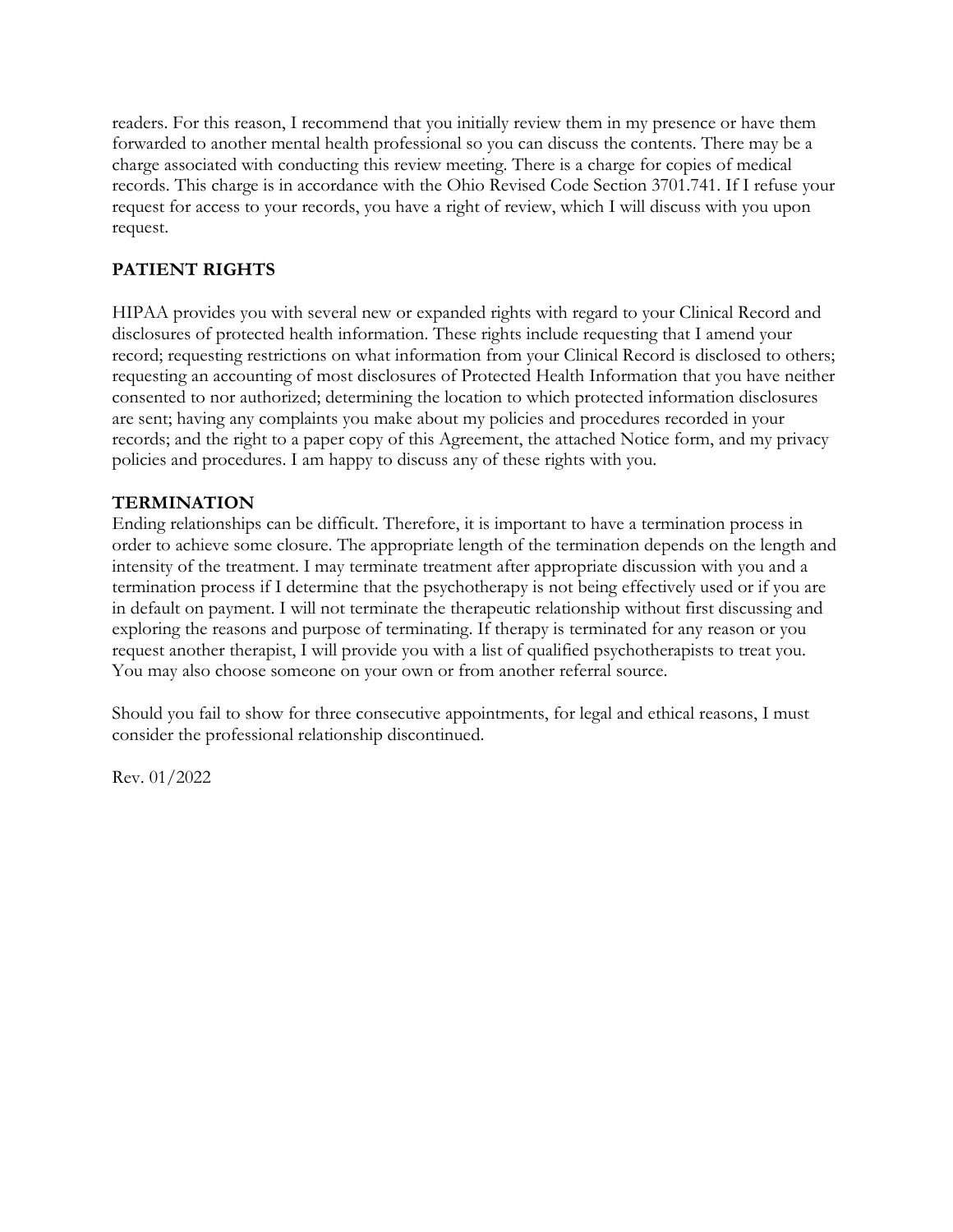readers. For this reason, I recommend that you initially review them in my presence or have them forwarded to another mental health professional so you can discuss the contents. There may be a charge associated with conducting this review meeting. There is a charge for copies of medical records. This charge is in accordance with the Ohio Revised Code Section 3701.741. If I refuse your request for access to your records, you have a right of review, which I will discuss with you upon request.

## PATIENT RIGHTS

HIPAA provides you with several new or expanded rights with regard to your Clinical Record and disclosures of protected health information. These rights include requesting that I amend your record; requesting restrictions on what information from your Clinical Record is disclosed to others; requesting an accounting of most disclosures of Protected Health Information that you have neither consented to nor authorized; determining the location to which protected information disclosures are sent; having any complaints you make about my policies and procedures recorded in your records; and the right to a paper copy of this Agreement, the attached Notice form, and my privacy policies and procedures. I am happy to discuss any of these rights with you.

## TERMINATION

Ending relationships can be difficult. Therefore, it is important to have a termination process in order to achieve some closure. The appropriate length of the termination depends on the length and intensity of the treatment. I may terminate treatment after appropriate discussion with you and a termination process if I determine that the psychotherapy is not being effectively used or if you are in default on payment. I will not terminate the therapeutic relationship without first discussing and exploring the reasons and purpose of terminating. If therapy is terminated for any reason or you request another therapist, I will provide you with a list of qualified psychotherapists to treat you. You may also choose someone on your own or from another referral source.

Should you fail to show for three consecutive appointments, for legal and ethical reasons, I must consider the professional relationship discontinued.

Rev. 01/2022